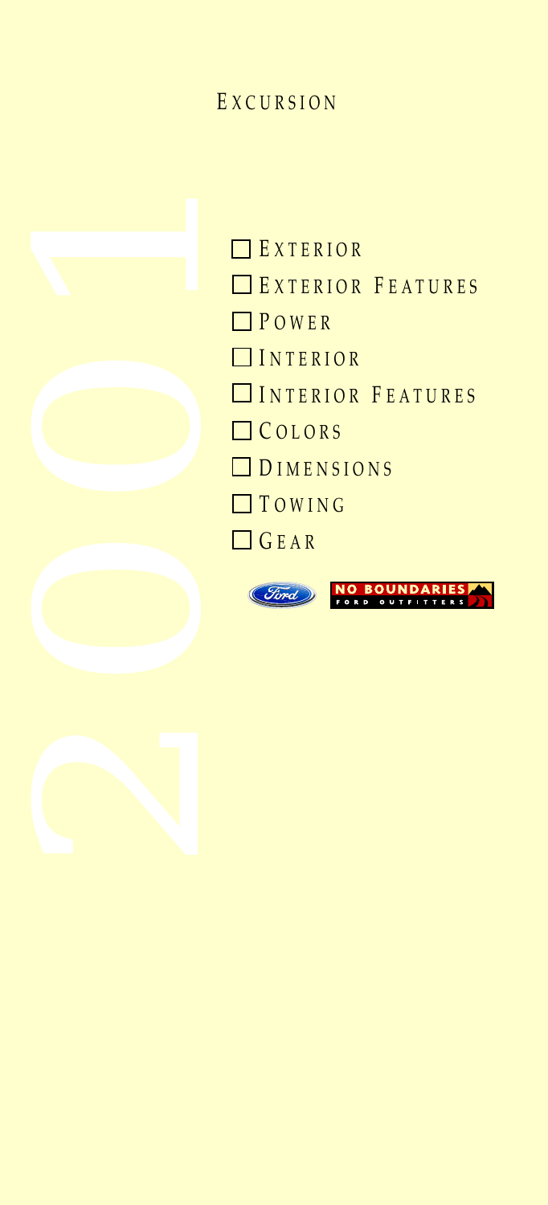# Excursion

2001

- [ ] Exterior
- [ ] Exterior Features
- [ ] Power
- [ ] Interior
- [ ] Interior Features
- [ ] Colors
- [ ] Dimensions
- [ ] Towing
- [ ] Gear

Ford

NO BOUNDARIES
FORD OUTFITTERS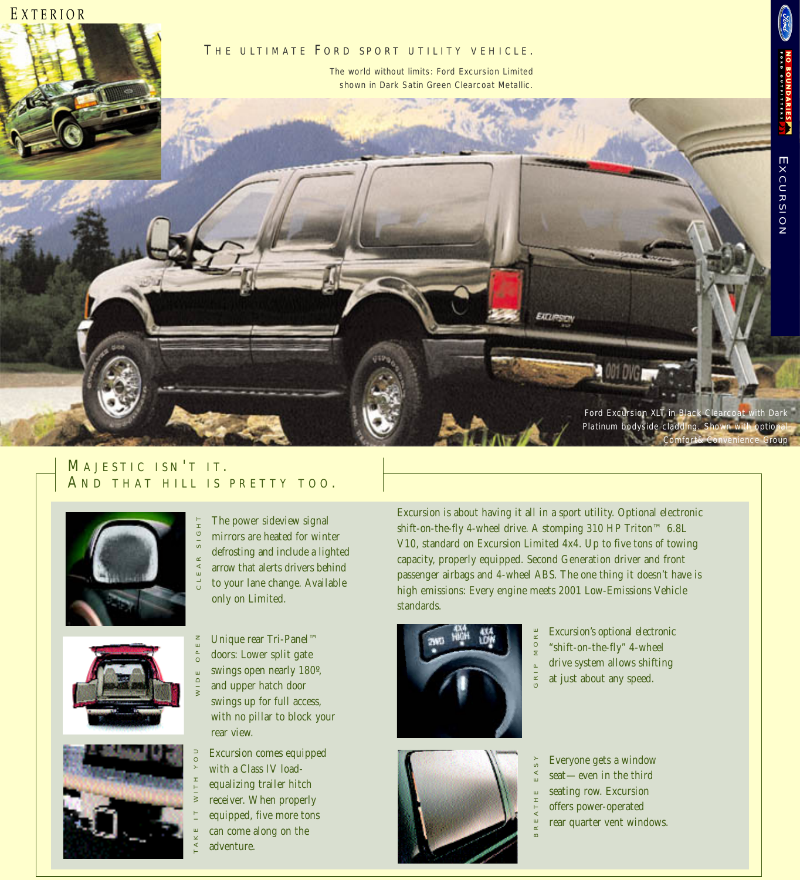# Exterior

## The ultimate Ford sport utility vehicle.

The world without limits: Ford Excursion Limited shown in Dark Satin Green Clearcoat Metallic.

Ford Excursion XLT in Black Clearcoat with Dark Platinum bodyside cladding. Shown with optional Comfort& Convenience Group

## Majestic isn't it. And that hill is pretty too.

**Clear sight**

The power sideview signal mirrors are heated for winter defrosting and include a lighted arrow that alerts drivers behind to your lane change. Available only on Limited.

**Wide open**

Unique rear Tri-Panel™ doors: Lower split gate swings open nearly 180º, and upper hatch door swings up for full access, with no pillar to block your rear view.

**Take it with you**

Excursion comes equipped with a Class IV load-equalizing trailer hitch receiver. When properly equipped, five more tons can come along on the adventure.

Excursion is about having it all in a sport utility. Optional electronic shift-on-the-fly 4-wheel drive. A stomping 310 HP Triton™ 6.8L V10, standard on Excursion Limited 4x4. Up to five tons of towing capacity, properly equipped. Second Generation driver and front passenger airbags and 4-wheel ABS. The one thing it doesn't have is high emissions: Every engine meets 2001 Low-Emissions Vehicle standards.

**Grip more**

Excursion's optional electronic "shift-on-the-fly" 4-wheel drive system allows shifting at just about any speed.

**Breathe easy**

Everyone gets a window seat— even in the third seating row. Excursion offers power-operated rear quarter vent windows.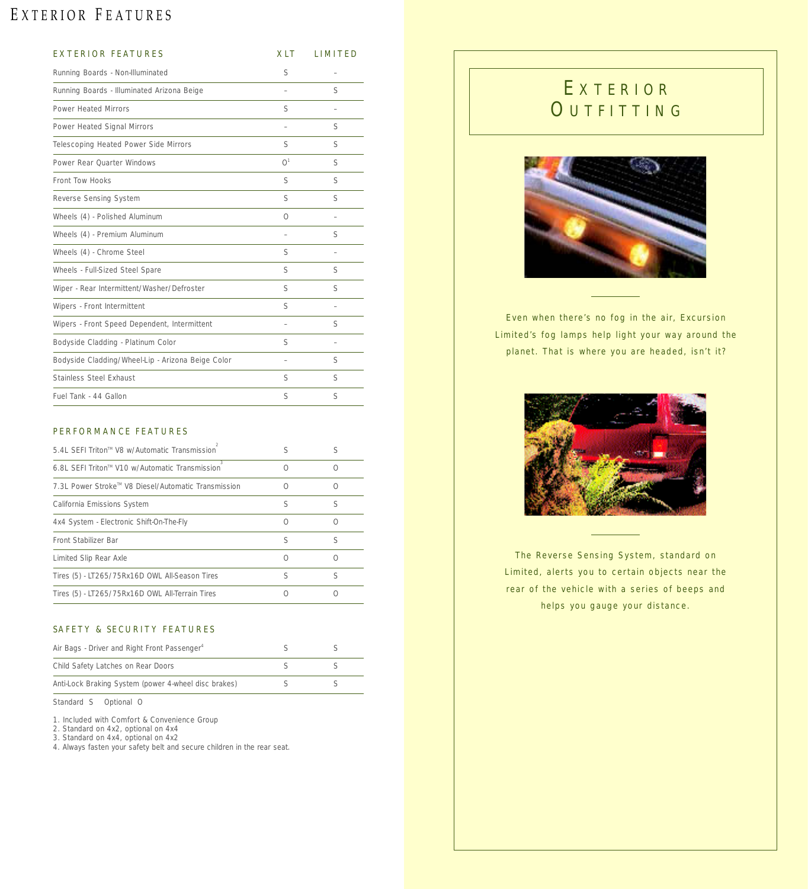# Exterior Features

| EXTERIOR FEATURES | XLT | LIMITED |
|---|---|---|
| Running Boards - Non-Illuminated | S | – |
| Running Boards - Illuminated Arizona Beige | – | S |
| Power Heated Mirrors | S | – |
| Power Heated Signal Mirrors | – | S |
| Telescoping Heated Power Side Mirrors | S | S |
| Power Rear Quarter Windows | O[1] | S |
| Front Tow Hooks | S | S |
| Reverse Sensing System | S | S |
| Wheels (4) - Polished Aluminum | O | – |
| Wheels (4) - Premium Aluminum | – | S |
| Wheels (4) - Chrome Steel | S | – |
| Wheels - Full-Sized Steel Spare | S | S |
| Wiper - Rear Intermittent/Washer/Defroster | S | S |
| Wipers - Front Intermittent | S | – |
| Wipers - Front Speed Dependent, Intermittent | – | S |
| Bodyside Cladding - Platinum Color | S | – |
| Bodyside Cladding/Wheel-Lip - Arizona Beige Color | – | S |
| Stainless Steel Exhaust | S | S |
| Fuel Tank - 44 Gallon | S | S |

| PERFORMANCE FEATURES | XLT | LIMITED |
|---|---|---|
| 5.4L SEFI Triton™ V8 w/Automatic Transmission[2] | S | S |
| 6.8L SEFI Triton™ V10 w/Automatic Transmission[3] | O | O |
| 7.3L Power Stroke™ V8 Diesel/Automatic Transmission | O | O |
| California Emissions System | S | S |
| 4x4 System - Electronic Shift-On-The-Fly | O | O |
| Front Stabilizer Bar | S | S |
| Limited Slip Rear Axle | O | O |
| Tires (5) - LT265/75Rx16D OWL All-Season Tires | S | S |
| Tires (5) - LT265/75Rx16D OWL All-Terrain Tires | O | O |

| SAFETY & SECURITY FEATURES | XLT | LIMITED |
|---|---|---|
| Air Bags - Driver and Right Front Passenger[4] | S | S |
| Child Safety Latches on Rear Doors | S | S |
| Anti-Lock Braking System (power 4-wheel disc brakes) | S | S |

Standard S Optional O

1. Included with Comfort & Convenience Group
2. Standard on 4x2, optional on 4x4
3. Standard on 4x4, optional on 4x2
4. Always fasten your safety belt and secure children in the rear seat.

## Exterior Outfitting

Even when there's no fog in the air, Excursion Limited's fog lamps help light your way around the planet. That is where you are headed, isn't it?

The Reverse Sensing System, standard on Limited, alerts you to certain objects near the rear of the vehicle with a series of beeps and helps you gauge your distance.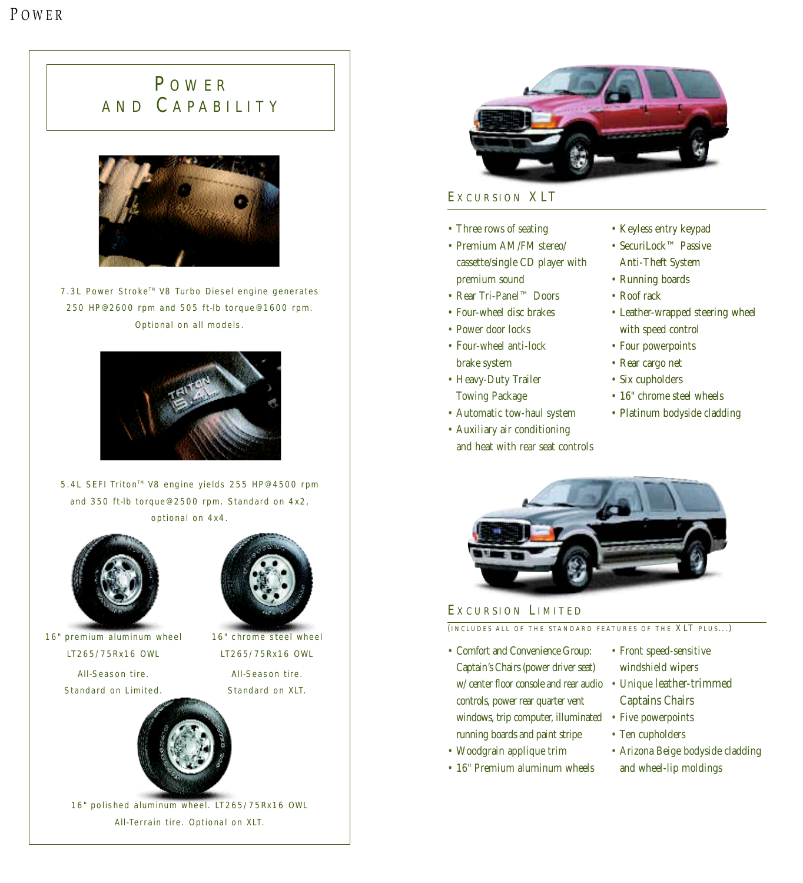## Power and Capability

7.3L Power Stroke™ V8 Turbo Diesel engine generates 250 HP@2600 rpm and 505 ft-lb torque@1600 rpm. Optional on all models.

5.4L SEFI Triton™ V8 engine yields 255 HP@4500 rpm and 350 ft-lb torque@2500 rpm. Standard on 4x2, optional on 4x4.

16" premium aluminum wheel LT265/75Rx16 OWL All-Season tire. Standard on Limited.

16" chrome steel wheel LT265/75Rx16 OWL All-Season tire. Standard on XLT.

16" polished aluminum wheel. LT265/75Rx16 OWL All-Terrain tire. Optional on XLT.

## Excursion XLT

- Three rows of seating
- Premium AM/FM stereo/ cassette/single CD player with premium sound
- Rear Tri-Panel™ Doors
- Four-wheel disc brakes
- Power door locks
- Four-wheel anti-lock brake system
- Heavy-Duty Trailer Towing Package
- Automatic tow-haul system
- Auxiliary air conditioning and heat with rear seat controls
- Keyless entry keypad
- SecuriLock™ Passive Anti-Theft System
- Running boards
- Roof rack
- Leather-wrapped steering wheel with speed control
- Four powerpoints
- Rear cargo net
- Six cupholders
- 16" chrome steel wheels
- Platinum bodyside cladding

## Excursion Limited

(INCLUDES ALL OF THE STANDARD FEATURES OF THE XLT PLUS...)

- Comfort and Convenience Group: Captain's Chairs (power driver seat) w/ center floor console and rear audio controls, power rear quarter vent windows, trip computer, illuminated running boards and paint stripe
- Woodgrain applique trim
- 16" Premium aluminum wheels
- Front speed-sensitive windshield wipers
- Unique leather-trimmed Captains Chairs
- Five powerpoints
- Ten cupholders
- Arizona Beige bodyside cladding and wheel-lip moldings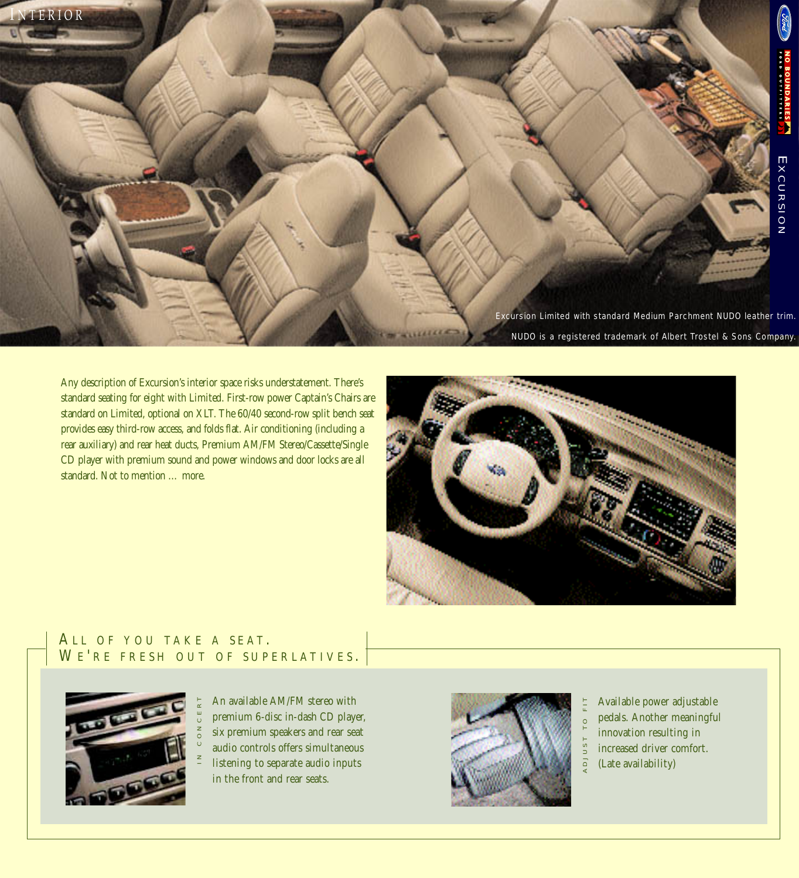# INTERIOR

Excursion Limited with standard Medium Parchment NUDO leather trim.

NUDO is a registered trademark of Albert Trostel & Sons Company.

Any description of Excursion's interior space risks understatement. There's standard seating for eight with Limited. First-row power Captain's Chairs are standard on Limited, optional on XLT. The 60/40 second-row split bench seat provides easy third-row access, and folds flat. Air conditioning (including a rear auxiliary) and rear heat ducts, Premium AM/FM Stereo/Cassette/Single CD player with premium sound and power windows and door locks are all standard. Not to mention … more.

## ALL OF YOU TAKE A SEAT. WE'RE FRESH OUT OF SUPERLATIVES.

**IN CONCERT**

An available AM/FM stereo with premium 6-disc in-dash CD player, six premium speakers and rear seat audio controls offers simultaneous listening to separate audio inputs in the front and rear seats.

**ADJUST TO FIT**

Available power adjustable pedals. Another meaningful innovation resulting in increased driver comfort. (Late availability)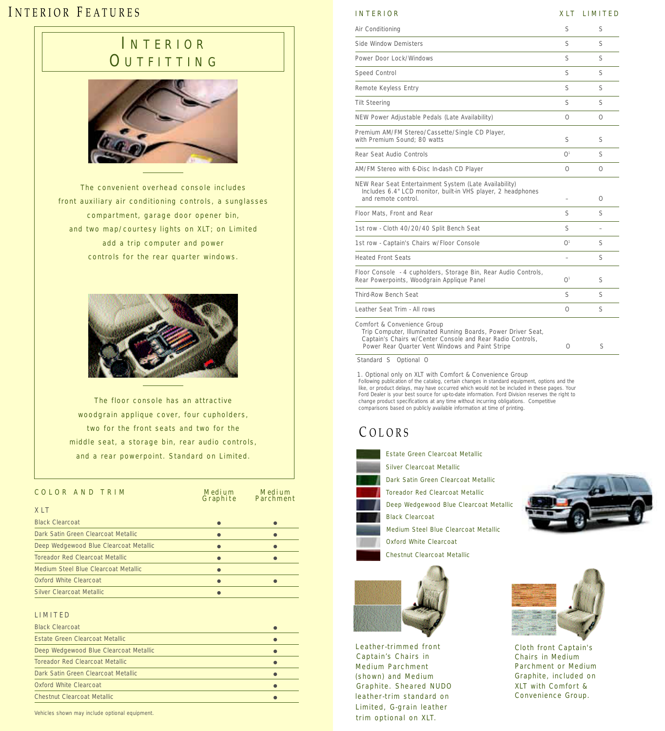# Interior Features

## Interior Outfitting

The convenient overhead console includes front auxiliary air conditioning controls, a sunglasses compartment, garage door opener bin, and two map/courtesy lights on XLT; on Limited add a trip computer and power controls for the rear quarter windows.

The floor console has an attractive woodgrain applique cover, four cupholders, two for the front seats and two for the middle seat, a storage bin, rear audio controls, and a rear powerpoint. Standard on Limited.

| COLOR AND TRIM | Medium Graphite | Medium Parchment |
|---|---|---|
| **XLT** | | |
| Black Clearcoat | ● | ● |
| Dark Satin Green Clearcoat Metallic | ● | ● |
| Deep Wedgewood Blue Clearcoat Metallic | ● | ● |
| Toreador Red Clearcoat Metallic | ● | ● |
| Medium Steel Blue Clearcoat Metallic | ● | |
| Oxford White Clearcoat | ● | ● |
| Silver Clearcoat Metallic | ● | |
| **LIMITED** | | |
| Black Clearcoat | | ● |
| Estate Green Clearcoat Metallic | | ● |
| Deep Wedgewood Blue Clearcoat Metallic | | ● |
| Toreador Red Clearcoat Metallic | | ● |
| Dark Satin Green Clearcoat Metallic | | ● |
| Oxford White Clearcoat | | ● |
| Chestnut Clearcoat Metallic | | ● |

Vehicles shown may include optional equipment.

| INTERIOR | XLT | LIMITED |
|---|---|---|
| Air Conditioning | S | S |
| Side Window Demisters | S | S |
| Power Door Lock/Windows | S | S |
| Speed Control | S | S |
| Remote Keyless Entry | S | S |
| Tilt Steering | S | S |
| NEW Power Adjustable Pedals (Late Availability) | O | O |
| Premium AM/FM Stereo/Cassette/Single CD Player, with Premium Sound; 80 watts | S | S |
| Rear Seat Audio Controls | O[1] | S |
| AM/FM Stereo with 6-Disc In-dash CD Player | O | O |
| NEW Rear Seat Entertainment System (Late Availability) Includes 6.4" LCD monitor, built-in VHS player, 2 headphones and remote control. | – | O |
| Floor Mats, Front and Rear | S | S |
| 1st row - Cloth 40/20/40 Split Bench Seat | S | – |
| 1st row - Captain's Chairs w/Floor Console | O[1] | S |
| Heated Front Seats | – | S |
| Floor Console - 4 cupholders, Storage Bin, Rear Audio Controls, Rear Powerpoints, Woodgrain Applique Panel | O[1] | S |
| Third-Row Bench Seat | S | S |
| Leather Seat Trim - All rows | O | S |
| Comfort & Convenience Group Trip Computer, Illuminated Running Boards, Power Driver Seat, Captain's Chairs w/Center Console and Rear Radio Controls, Power Rear Quarter Vent Windows and Paint Stripe | O | S |

Standard S Optional O

1. Optional only on XLT with Comfort & Convenience Group

Following publication of the catalog, certain changes in standard equipment, options and the like, or product delays, may have occurred which would not be included in these pages. Your Ford Dealer is your best source for up-to-date information. Ford Division reserves the right to change product specifications at any time without incurring obligations. Competitive comparisons based on publicly available information at time of printing.

## Colors

- Estate Green Clearcoat Metallic
- Silver Clearcoat Metallic
- Dark Satin Green Clearcoat Metallic
- Toreador Red Clearcoat Metallic
- Deep Wedgewood Blue Clearcoat Metallic
- Black Clearcoat
- Medium Steel Blue Clearcoat Metallic
- Oxford White Clearcoat
- Chestnut Clearcoat Metallic

Leather-trimmed front Captain's Chairs in Medium Parchment (shown) and Medium Graphite. Sheared NUDO leather-trim standard on Limited, G-grain leather trim optional on XLT.

Cloth front Captain's Chairs in Medium Parchment or Medium Graphite, included on XLT with Comfort & Convenience Group.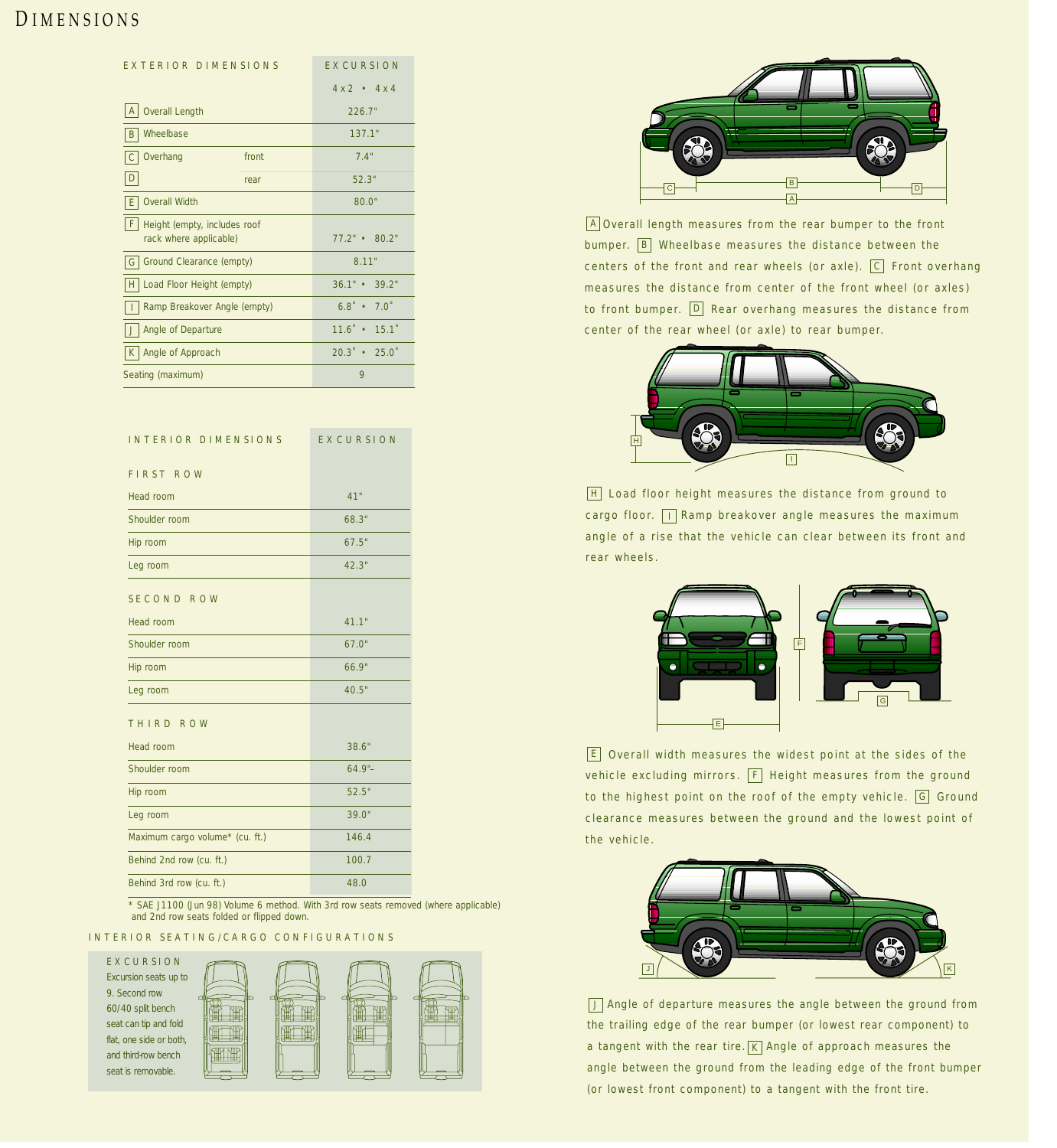# Dimensions

| EXTERIOR DIMENSIONS | | EXCURSION |
|---|---|---|
| | | 4x2 • 4x4 |
| A Overall Length | | 226.7" |
| B Wheelbase | | 137.1" |
| C Overhang | front | 7.4" |
| D | rear | 52.3" |
| E Overall Width | | 80.0" |
| F Height (empty, includes roof rack where applicable) | | 77.2" • 80.2" |
| G Ground Clearance (empty) | | 8.11" |
| H Load Floor Height (empty) | | 36.1" • 39.2" |
| I Ramp Breakover Angle (empty) | | 6.8˚ • 7.0˚ |
| J Angle of Departure | | 11.6˚ • 15.1˚ |
| K Angle of Approach | | 20.3˚ • 25.0˚ |
| Seating (maximum) | | 9 |

| INTERIOR DIMENSIONS | EXCURSION |
|---|---|
| **FIRST ROW** | |
| Head room | 41" |
| Shoulder room | 68.3" |
| Hip room | 67.5" |
| Leg room | 42.3" |
| **SECOND ROW** | |
| Head room | 41.1" |
| Shoulder room | 67.0" |
| Hip room | 66.9" |
| Leg room | 40.5" |
| **THIRD ROW** | |
| Head room | 38.6" |
| Shoulder room | 64.9"- |
| Hip room | 52.5" |
| Leg room | 39.0" |
| Maximum cargo volume* (cu. ft.) | 146.4 |
| Behind 2nd row (cu. ft.) | 100.7 |
| Behind 3rd row (cu. ft.) | 48.0 |

\* SAE J1100 (Jun 98) Volume 6 method. With 3rd row seats removed (where applicable) and 2nd row seats folded or flipped down.

## INTERIOR SEATING/CARGO CONFIGURATIONS

**EXCURSION**

Excursion seats up to 9. Second row 60/40 split bench seat can tip and fold flat, one side or both, and third-row bench seat is removable.

A Overall length measures from the rear bumper to the front bumper. B Wheelbase measures the distance between the centers of the front and rear wheels (or axle). C Front overhang measures the distance from center of the front wheel (or axles) to front bumper. D Rear overhang measures the distance from center of the rear wheel (or axle) to rear bumper.

H Load floor height measures the distance from ground to cargo floor. I Ramp breakover angle measures the maximum angle of a rise that the vehicle can clear between its front and rear wheels.

E Overall width measures the widest point at the sides of the vehicle excluding mirrors. F Height measures from the ground to the highest point on the roof of the empty vehicle. G Ground clearance measures between the ground and the lowest point of the vehicle.

J Angle of departure measures the angle between the ground from the trailing edge of the rear bumper (or lowest rear component) to a tangent with the rear tire. K Angle of approach measures the angle between the ground from the leading edge of the front bumper (or lowest front component) to a tangent with the front tire.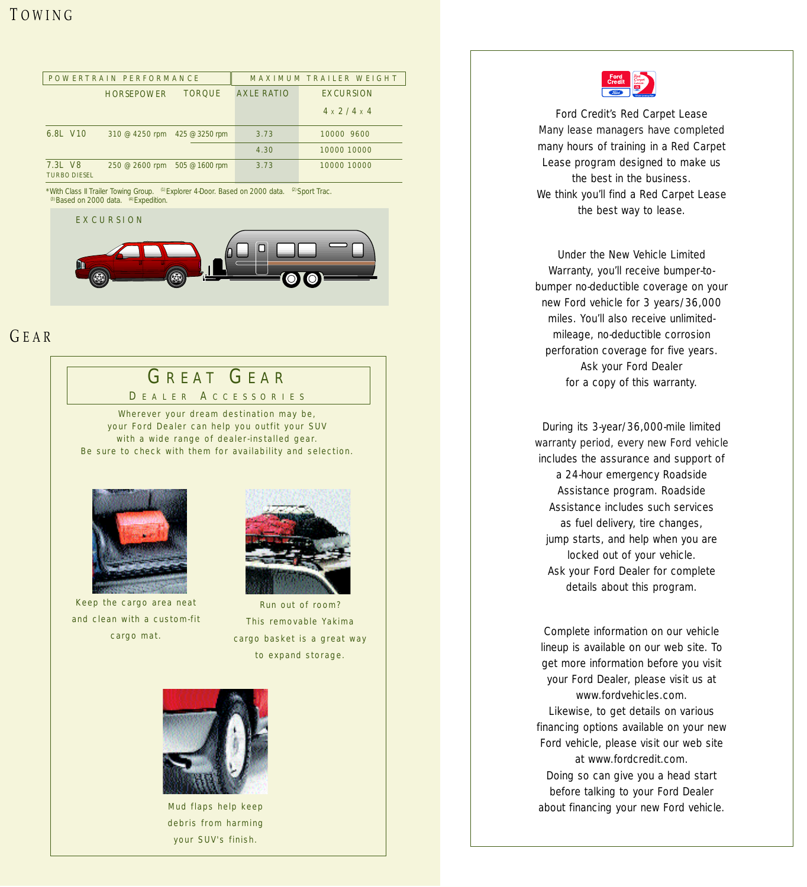# TOWING

| | POWERTRAIN PERFORMANCE | | MAXIMUM TRAILER WEIGHT | |
|---|---|---|---|---|
| | HORSEPOWER | TORQUE | AXLE RATIO | EXCURSION 4 x 2 / 4 x 4 |
| 6.8L V10 | 310 @ 4250 rpm | 425 @ 3250 rpm | 3.73 | 10000 9600 |
| | | | 4.30 | 10000 10000 |
| 7.3L V8 TURBO DIESEL | 250 @ 2600 rpm | 505 @ 1600 rpm | 3.73 | 10000 10000 |

*With Class II Trailer Towing Group. (1)Explorer 4-Door. Based on 2000 data. (2)Sport Trac. (3)Based on 2000 data. (4)Expedition.

EXCURSION

# GEAR

## GREAT GEAR

### DEALER ACCESSORIES

Wherever your dream destination may be, your Ford Dealer can help you outfit your SUV with a wide range of dealer-installed gear. Be sure to check with them for availability and selection.

Keep the cargo area neat and clean with a custom-fit cargo mat.

Run out of room? This removable Yakima cargo basket is a great way to expand storage.

Mud flaps help keep debris from harming your SUV's finish.

Ford Credit's Red Carpet Lease
Many lease managers have completed many hours of training in a Red Carpet Lease program designed to make us the best in the business.
We think you'll find a Red Carpet Lease the best way to lease.

Under the New Vehicle Limited Warranty, you'll receive bumper-to-bumper no-deductible coverage on your new Ford vehicle for 3 years/36,000 miles. You'll also receive unlimited-mileage, no-deductible corrosion perforation coverage for five years. Ask your Ford Dealer for a copy of this warranty.

During its 3-year/36,000-mile limited warranty period, every new Ford vehicle includes the assurance and support of a 24-hour emergency Roadside Assistance program. Roadside Assistance includes such services as fuel delivery, tire changes, jump starts, and help when you are locked out of your vehicle. Ask your Ford Dealer for complete details about this program.

Complete information on our vehicle lineup is available on our web site. To get more information before you visit your Ford Dealer, please visit us at www.fordvehicles.com. Likewise, to get details on various financing options available on your new Ford vehicle, please visit our web site at www.fordcredit.com. Doing so can give you a head start before talking to your Ford Dealer about financing your new Ford vehicle.